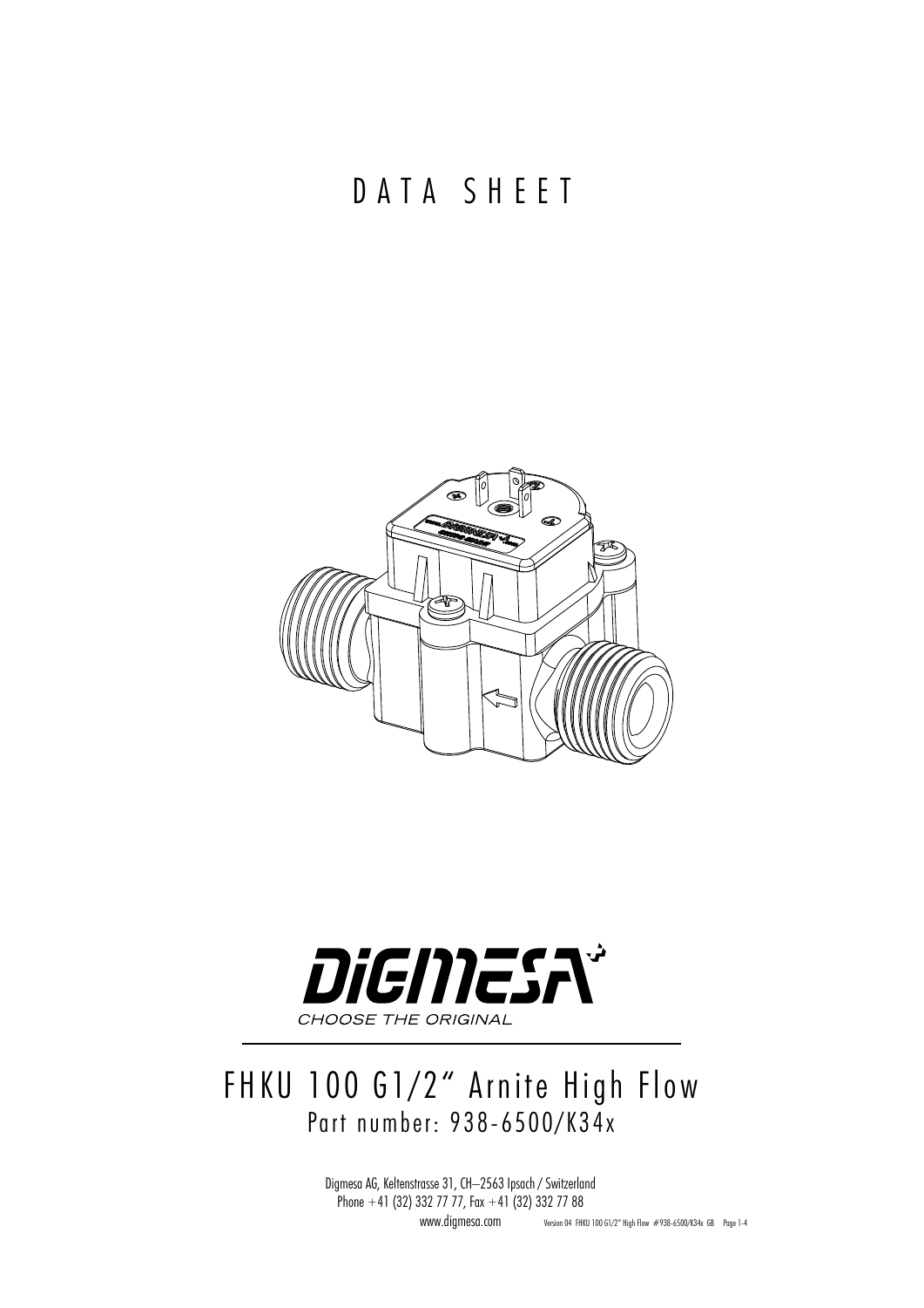# DATA SHEET

DiGMESA

CHOOSE THE ORIGINAL

## FHKU 100 G1/2" Arnite High Flow

Part number: 938-6500/K34x

Digmesa AG, Keltenstrasse 31, CH–2563 Ipsach / Switzerland
Phone +41 (32) 332 77 77, Fax +41 (32) 332 77 88
www.digmesa.com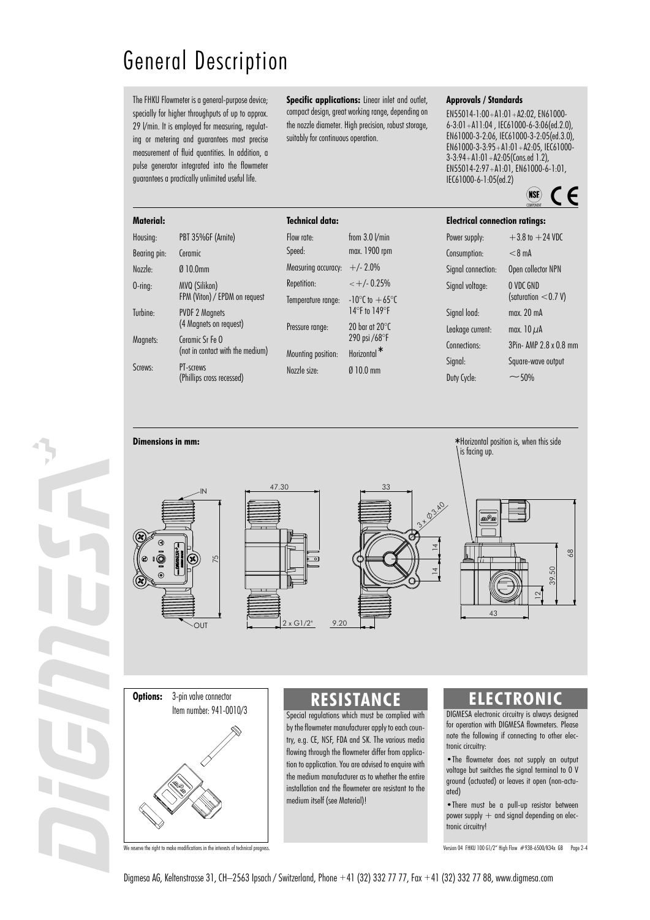# General Description

The FHKU Flowmeter is a general-purpose device; specially for higher throughputs of up to approx. 29 l/min. It is employed for measuring, regulating or metering and guarantees most precise measurement of fluid quantities. In addition, a pulse generator integrated into the flowmeter guarantees a practically unlimited useful life.

**Specific applications:** Linear inlet and outlet, compact design, great working range, depending on the nozzle diameter. High precision, robust storage, suitably for continuous operation.

**Approvals / Standards**

EN55014-1:00+A1:01+A2:02, EN61000-6-3:01+A11:04 , IEC61000-6-3:06(ed.2.0), EN61000-3-2:06, IEC61000-3-2:05(ed.3.0), EN61000-3-3:95+A1:01+A2:05, IEC61000-3-3:94+A1:01+A2:05(Cons.ed 1.2), EN55014-2:97+A1:01, EN61000-6-1:01, IEC61000-6-1:05(ed.2)

NSF COMPONENT CE

**Material:**

| | |
|---|---|
| Housing: | PBT 35%GF (Arnite) |
| Bearing pin: | Ceramic |
| Nozzle: | Ø 10.0mm |
| O-ring: | MVQ (Silikon) FPM (Viton) / EPDM on request |
| Turbine: | PVDF 2 Magnets (4 Magnets on request) |
| Magnets: | Ceramic Sr Fe O (not in contact with the medium) |
| Screws: | PT-screws (Phillips cross recessed) |

**Technical data:**

| | |
|---|---|
| Flow rate: | from 3.0 l/min |
| Speed: | max. 1900 rpm |
| Measuring accuracy: | +/- 2.0% |
| Repetition: | <+/- 0.25% |
| Temperature range: | -10°C to +65°C 14°F to 149°F |
| Pressure range: | 20 bar at 20°C 290 psi /68°F |
| Mounting position: | Horizontal* |
| Nozzle size: | Ø 10.0 mm |

**Electrical connection ratings:**

| | |
|---|---|
| Power supply: | +3.8 to +24 VDC |
| Consumption: | <8 mA |
| Signal connection: | Open collector NPN |
| Signal voltage: | 0 VDC GND (saturation <0.7 V) |
| Signal load: | max. 20 mA |
| Leakage current: | max. 10 $\mu$A |
| Connections: | 3Pin- AMP 2.8 x 0.8 mm |
| Signal: | Square-wave output |
| Duty Cycle: | ~50% |

**Dimensions in mm:**

*Horizontal position is, when this side is facing up.

IN, OUT, 75, 47.30, 2 x G1/2", 9.20, 33, 3 x Ø3.40, 14, 14, 68, 39.50, 12, 43

**Options:** 3-pin valve connector
Item number: 941-0010/3

## RESISTANCE

Special regulations which must be complied with by the flowmeter manufacturer apply to each country, e.g. CE, NSF, FDA and SK. The various media flowing through the flowmeter differ from application to application. You are advised to enquire with the medium manufacturer as to whether the entire installation and the flowmeter are resistant to the medium itself (see Material)!

## ELECTRONIC

DIGMESA electronic circuitry is always designed for operation with DIGMESA flowmeters. Please note the following if connecting to other electronic circuitry:

- The flowmeter does not supply an output voltage but switches the signal terminal to 0 V ground (actuated) or leaves it open (non-actuated)
- There must be a pull-up resistor between power supply + and signal depending on electronic circuitry!

We reserve the right to make modifications in the interests of technical progress.

Version 04 FHKU 100 G1/2" High Flow #938-6500/K34x GB

Digmesa AG, Keltenstrasse 31, CH–2563 Ipsach / Switzerland, Phone +41 (32) 332 77 77, Fax +41 (32) 332 77 88, www.digmesa.com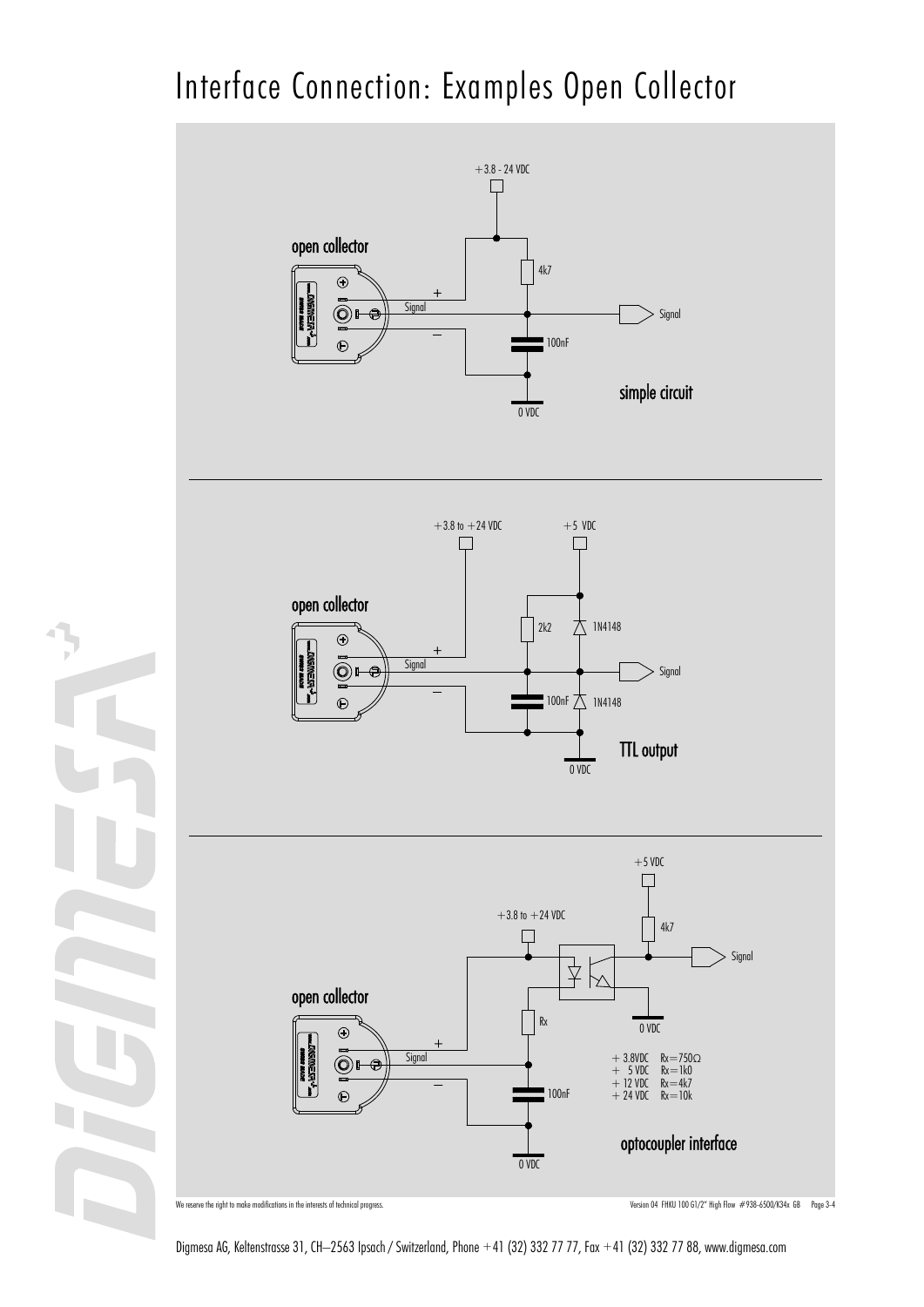# Interface Connection: Examples Open Collector

open collector

+3.8 - 24 VDC

+

Signal

–

4k7

Signal

100nF

0 VDC

simple circuit

open collector

+3.8 to +24 VDC

+5 VDC

+

Signal

–

2k2

1N4148

Signal

100nF

1N4148

0 VDC

TTL output

open collector

+5 VDC

+3.8 to +24 VDC

4k7

Signal

Rx

0 VDC

+

Signal

–

100nF

0 VDC

| | |
|---|---|
| + 3.8VDC | Rx=750Ω |
| + 5 VDC | Rx=1k0 |
| + 12 VDC | Rx=4k7 |
| + 24 VDC | Rx=10k |

optocoupler interface

We reserve the right to make modifications in the interests of technical progress.

Version 04 FHKU 100 G1/2" High Flow #938-6500/K34x GB

Digmesa AG, Keltenstrasse 31, CH–2563 Ipsach / Switzerland, Phone +41 (32) 332 77 77, Fax +41 (32) 332 77 88, www.digmesa.com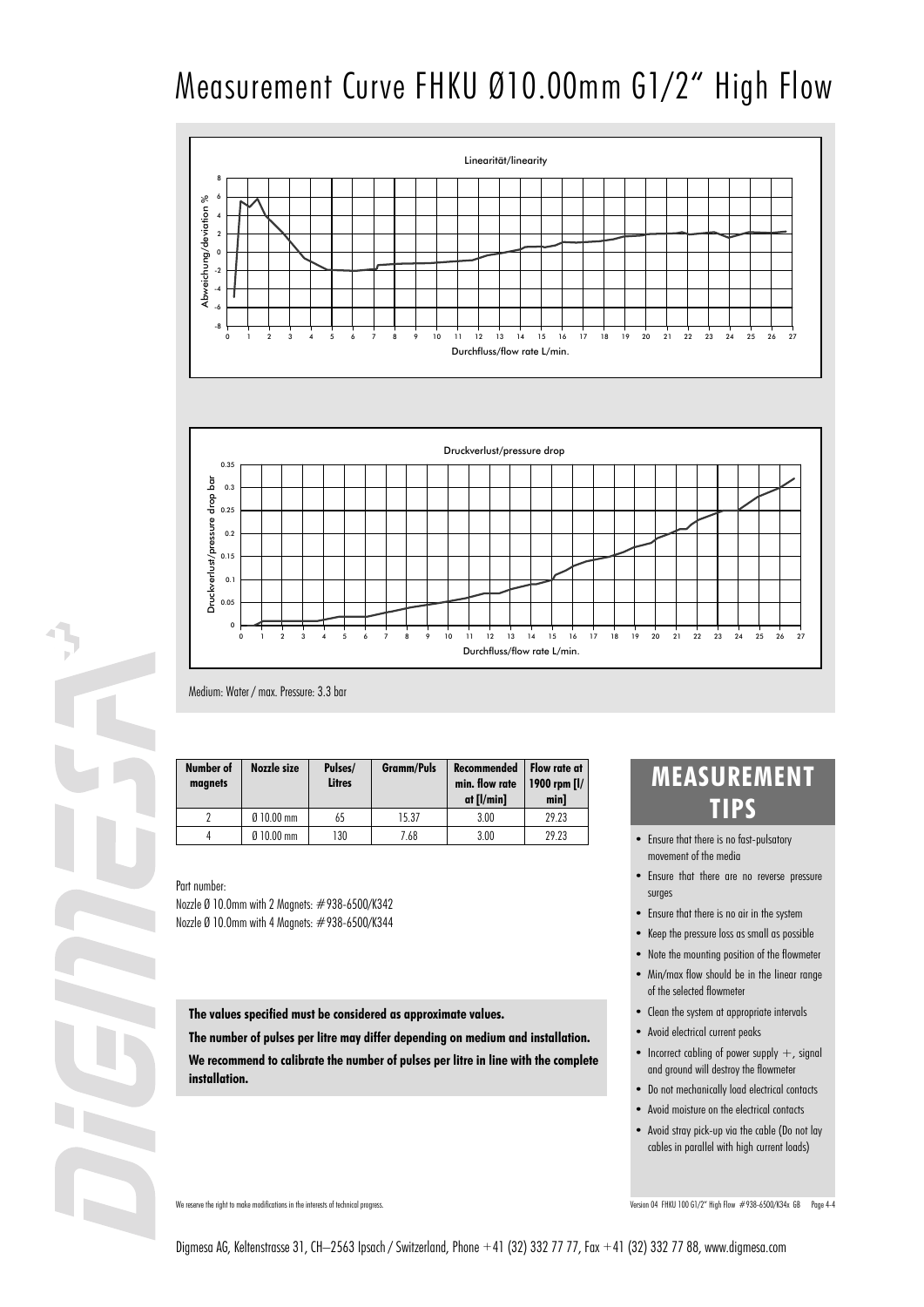# Measurement Curve FHKU Ø10.00mm G1/2" High Flow

Linearität/linearity

Abweichung/deviation %

8
6
4
2
0
-2
-4
-6
-8

0 1 2 3 4 5 6 7 8 9 10 11 12 13 14 15 16 17 18 19 20 21 22 23 24 25 26 27

Durchfluss/flow rate L/min.

Druckverlust/pressure drop

Druckverlust/pressure drop bar

0.35
0.3
0.25
0.2
0.15
0.1
0.05
0

0 1 2 3 4 5 6 7 8 9 10 11 12 13 14 15 16 17 18 19 20 21 22 23 24 25 26 27

Durchfluss/flow rate L/min.

Medium: Water / max. Pressure: 3.3 bar

| Number of magnets | Nozzle size | Pulses/ Litres | Gramm/Puls | Recommended min. flow rate at [l/min] | Flow rate at 1900 rpm [l/ min] |
|---|---|---|---|---|---|
| 2 | Ø 10.00 mm | 65 | 15.37 | 3.00 | 29.23 |
| 4 | Ø 10.00 mm | 130 | 7.68 | 3.00 | 29.23 |

Part number:

Nozzle Ø 10.0mm with 2 Magnets: #938-6500/K342

Nozzle Ø 10.0mm with 4 Magnets: #938-6500/K344

**The values specified must be considered as approximate values.**

**The number of pulses per litre may differ depending on medium and installation.**

**We recommend to calibrate the number of pulses per litre in line with the complete installation.**

## MEASUREMENT TIPS

- Ensure that there is no fast-pulsatory movement of the media
- Ensure that there are no reverse pressure surges
- Ensure that there is no air in the system
- Keep the pressure loss as small as possible
- Note the mounting position of the flowmeter
- Min/max flow should be in the linear range of the selected flowmeter
- Clean the system at appropriate intervals
- Avoid electrical current peaks
- Incorrect cabling of power supply +, signal and ground will destroy the flowmeter
- Do not mechanically load electrical contacts
- Avoid moisture on the electrical contacts
- Avoid stray pick-up via the cable (Do not lay cables in parallel with high current loads)

We reserve the right to make modifications in the interests of technical progress.

Version 04 FHKU 100 G1/2" High Flow #938-6500/K34x GB

Digmesa AG, Keltenstrasse 31, CH–2563 Ipsach / Switzerland, Phone +41 (32) 332 77 77, Fax +41 (32) 332 77 88, www.digmesa.com